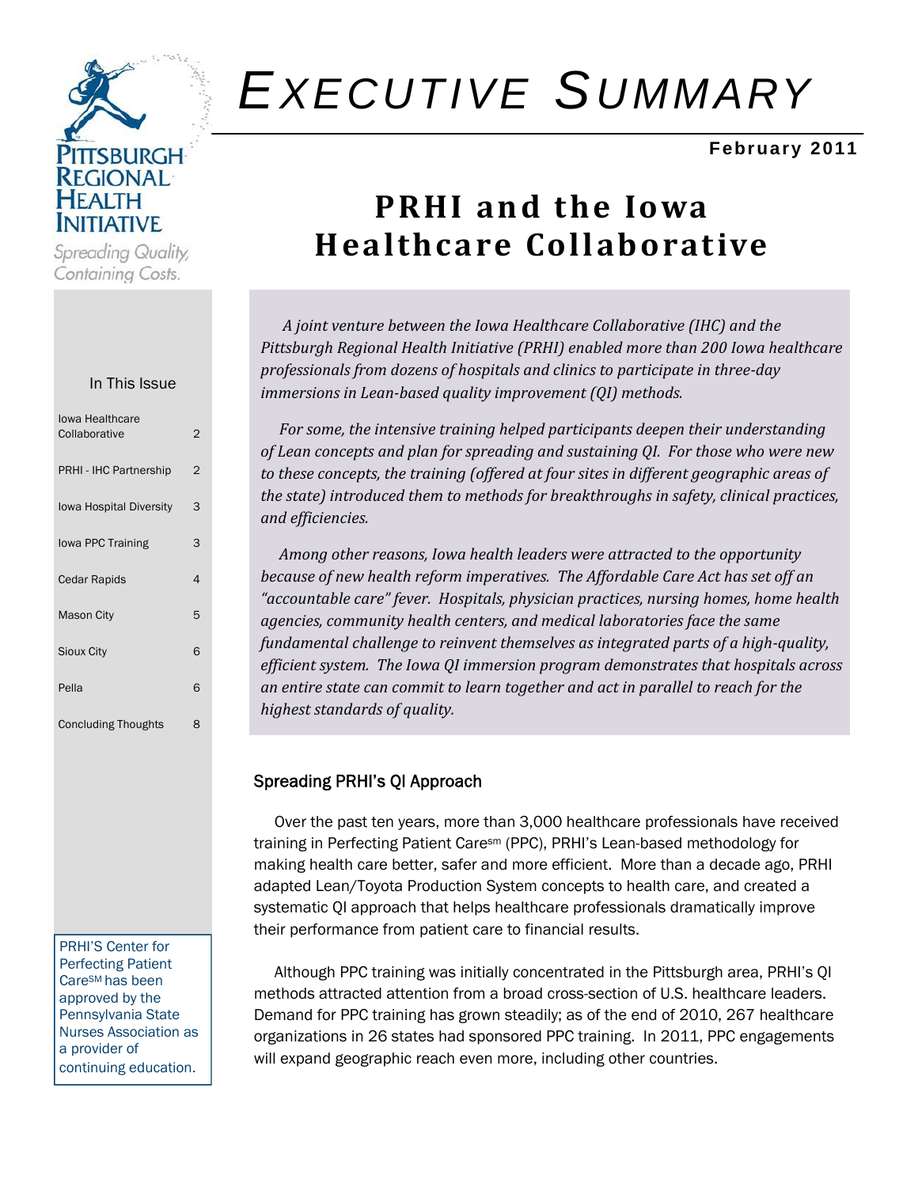PITTSBURGH REGIONAL HEALTH INITIATIVE

*Spreading Quality, Containing Costs.*

# EXECUTIVE SUMMARY

**February 2011**

# PRHI and the Iowa Healthcare Collaborative

In This Issue

| | |
|---|---|
| Iowa Healthcare Collaborative | 2 |
| PRHI - IHC Partnership | 2 |
| Iowa Hospital Diversity | 3 |
| Iowa PPC Training | 3 |
| Cedar Rapids | 4 |
| Mason City | 5 |
| Sioux City | 6 |
| Pella | 6 |
| Concluding Thoughts | 8 |

*A joint venture between the Iowa Healthcare Collaborative (IHC) and the Pittsburgh Regional Health Initiative (PRHI) enabled more than 200 Iowa healthcare professionals from dozens of hospitals and clinics to participate in three-day immersions in Lean-based quality improvement (QI) methods.*

*For some, the intensive training helped participants deepen their understanding of Lean concepts and plan for spreading and sustaining QI. For those who were new to these concepts, the training (offered at four sites in different geographic areas of the state) introduced them to methods for breakthroughs in safety, clinical practices, and efficiencies.*

*Among other reasons, Iowa health leaders were attracted to the opportunity because of new health reform imperatives. The Affordable Care Act has set off an "accountable care" fever. Hospitals, physician practices, nursing homes, home health agencies, community health centers, and medical laboratories face the same fundamental challenge to reinvent themselves as integrated parts of a high-quality, efficient system. The Iowa QI immersion program demonstrates that hospitals across an entire state can commit to learn together and act in parallel to reach for the highest standards of quality.*

## Spreading PRHI's QI Approach

Over the past ten years, more than 3,000 healthcare professionals have received training in Perfecting Patient Care[sm] (PPC), PRHI's Lean-based methodology for making health care better, safer and more efficient. More than a decade ago, PRHI adapted Lean/Toyota Production System concepts to health care, and created a systematic QI approach that helps healthcare professionals dramatically improve their performance from patient care to financial results.

Although PPC training was initially concentrated in the Pittsburgh area, PRHI's QI methods attracted attention from a broad cross-section of U.S. healthcare leaders. Demand for PPC training has grown steadily; as of the end of 2010, 267 healthcare organizations in 26 states had sponsored PPC training. In 2011, PPC engagements will expand geographic reach even more, including other countries.

PRHI'S Center for Perfecting Patient Care[SM] has been approved by the Pennsylvania State Nurses Association as a provider of continuing education.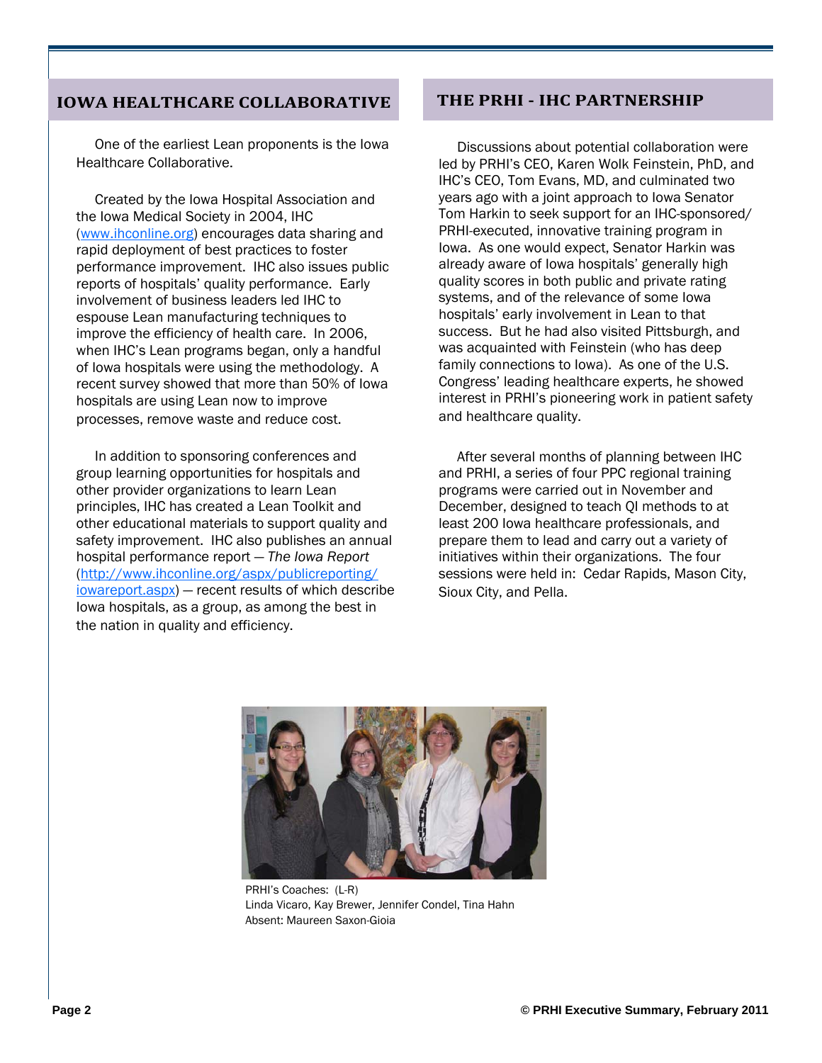## IOWA HEALTHCARE COLLABORATIVE

One of the earliest Lean proponents is the Iowa Healthcare Collaborative.

Created by the Iowa Hospital Association and the Iowa Medical Society in 2004, IHC (www.ihconline.org) encourages data sharing and rapid deployment of best practices to foster performance improvement. IHC also issues public reports of hospitals' quality performance. Early involvement of business leaders led IHC to espouse Lean manufacturing techniques to improve the efficiency of health care. In 2006, when IHC's Lean programs began, only a handful of Iowa hospitals were using the methodology. A recent survey showed that more than 50% of Iowa hospitals are using Lean now to improve processes, remove waste and reduce cost.

In addition to sponsoring conferences and group learning opportunities for hospitals and other provider organizations to learn Lean principles, IHC has created a Lean Toolkit and other educational materials to support quality and safety improvement. IHC also publishes an annual hospital performance report — *The Iowa Report* (http://www.ihconline.org/aspx/publicreporting/iowareport.aspx) — recent results of which describe Iowa hospitals, as a group, as among the best in the nation in quality and efficiency.

## THE PRHI - IHC PARTNERSHIP

Discussions about potential collaboration were led by PRHI's CEO, Karen Wolk Feinstein, PhD, and IHC's CEO, Tom Evans, MD, and culminated two years ago with a joint approach to Iowa Senator Tom Harkin to seek support for an IHC-sponsored/PRHI-executed, innovative training program in Iowa. As one would expect, Senator Harkin was already aware of Iowa hospitals' generally high quality scores in both public and private rating systems, and of the relevance of some Iowa hospitals' early involvement in Lean to that success. But he had also visited Pittsburgh, and was acquainted with Feinstein (who has deep family connections to Iowa). As one of the U.S. Congress' leading healthcare experts, he showed interest in PRHI's pioneering work in patient safety and healthcare quality.

After several months of planning between IHC and PRHI, a series of four PPC regional training programs were carried out in November and December, designed to teach QI methods to at least 200 Iowa healthcare professionals, and prepare them to lead and carry out a variety of initiatives within their organizations. The four sessions were held in: Cedar Rapids, Mason City, Sioux City, and Pella.

PRHI's Coaches: (L-R)
Linda Vicaro, Kay Brewer, Jennifer Condel, Tina Hahn
Absent: Maureen Saxon-Gioia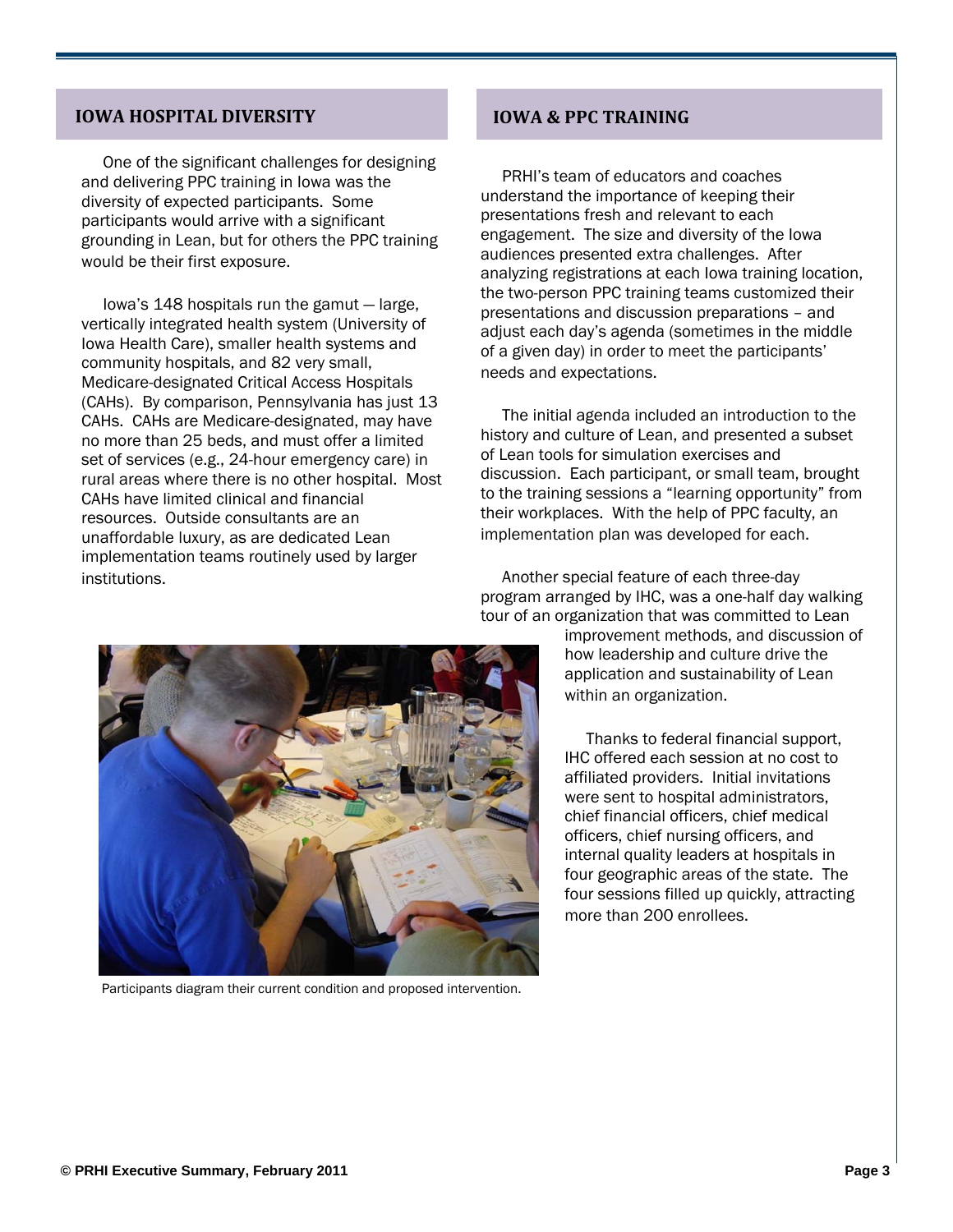## IOWA HOSPITAL DIVERSITY

One of the significant challenges for designing and delivering PPC training in Iowa was the diversity of expected participants. Some participants would arrive with a significant grounding in Lean, but for others the PPC training would be their first exposure.

Iowa's 148 hospitals run the gamut — large, vertically integrated health system (University of Iowa Health Care), smaller health systems and community hospitals, and 82 very small, Medicare-designated Critical Access Hospitals (CAHs). By comparison, Pennsylvania has just 13 CAHs. CAHs are Medicare-designated, may have no more than 25 beds, and must offer a limited set of services (e.g., 24-hour emergency care) in rural areas where there is no other hospital. Most CAHs have limited clinical and financial resources. Outside consultants are an unaffordable luxury, as are dedicated Lean implementation teams routinely used by larger institutions.

Participants diagram their current condition and proposed intervention.

## IOWA & PPC TRAINING

PRHI's team of educators and coaches understand the importance of keeping their presentations fresh and relevant to each engagement. The size and diversity of the Iowa audiences presented extra challenges. After analyzing registrations at each Iowa training location, the two-person PPC training teams customized their presentations and discussion preparations – and adjust each day's agenda (sometimes in the middle of a given day) in order to meet the participants' needs and expectations.

The initial agenda included an introduction to the history and culture of Lean, and presented a subset of Lean tools for simulation exercises and discussion. Each participant, or small team, brought to the training sessions a "learning opportunity" from their workplaces. With the help of PPC faculty, an implementation plan was developed for each.

Another special feature of each three-day program arranged by IHC, was a one-half day walking tour of an organization that was committed to Lean improvement methods, and discussion of how leadership and culture drive the application and sustainability of Lean within an organization.

Thanks to federal financial support, IHC offered each session at no cost to affiliated providers. Initial invitations were sent to hospital administrators, chief financial officers, chief medical officers, chief nursing officers, and internal quality leaders at hospitals in four geographic areas of the state. The four sessions filled up quickly, attracting more than 200 enrollees.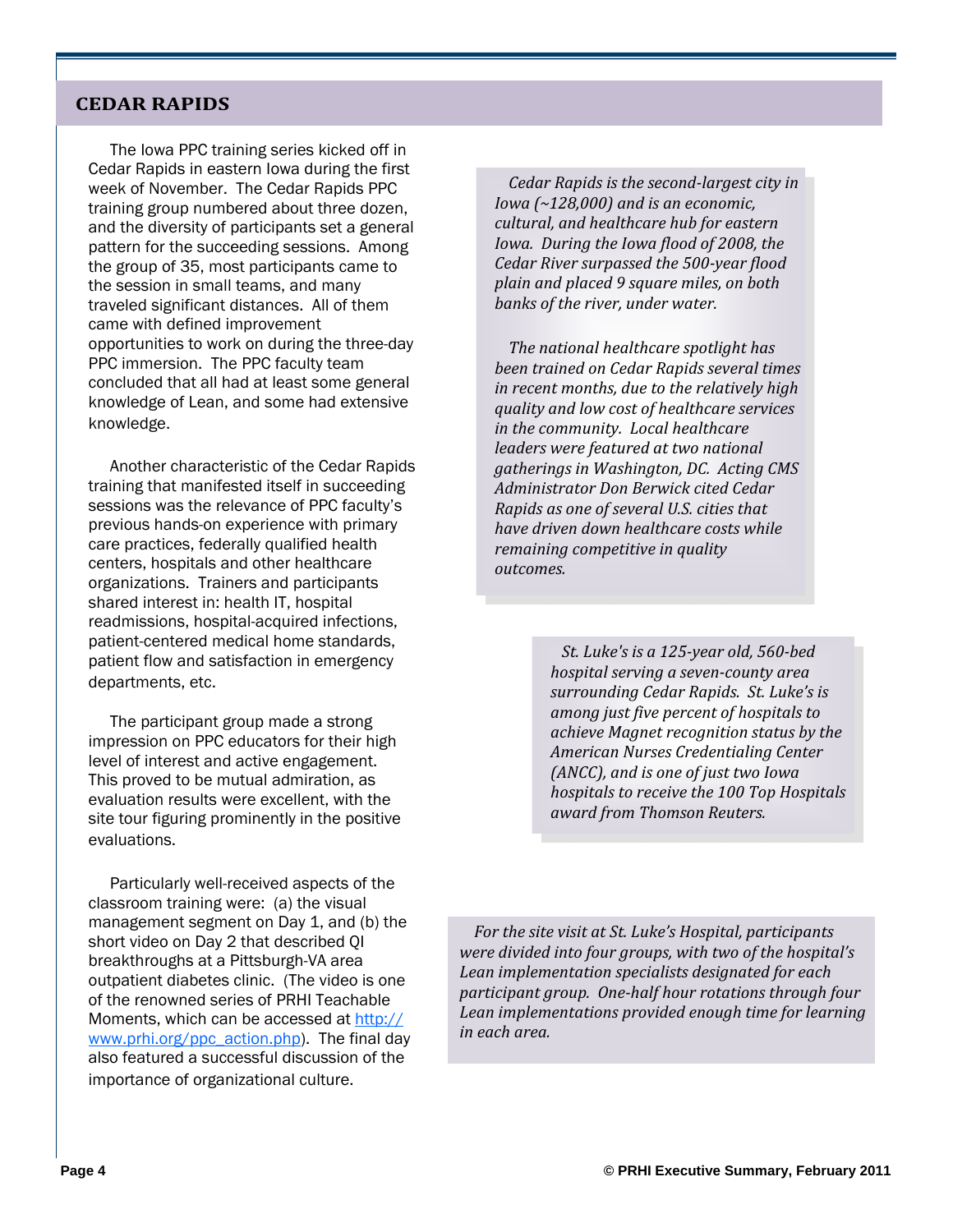## CEDAR RAPIDS

The Iowa PPC training series kicked off in Cedar Rapids in eastern Iowa during the first week of November. The Cedar Rapids PPC training group numbered about three dozen, and the diversity of participants set a general pattern for the succeeding sessions. Among the group of 35, most participants came to the session in small teams, and many traveled significant distances. All of them came with defined improvement opportunities to work on during the three-day PPC immersion. The PPC faculty team concluded that all had at least some general knowledge of Lean, and some had extensive knowledge.

Another characteristic of the Cedar Rapids training that manifested itself in succeeding sessions was the relevance of PPC faculty's previous hands-on experience with primary care practices, federally qualified health centers, hospitals and other healthcare organizations. Trainers and participants shared interest in: health IT, hospital readmissions, hospital-acquired infections, patient-centered medical home standards, patient flow and satisfaction in emergency departments, etc.

The participant group made a strong impression on PPC educators for their high level of interest and active engagement. This proved to be mutual admiration, as evaluation results were excellent, with the site tour figuring prominently in the positive evaluations.

Particularly well-received aspects of the classroom training were: (a) the visual management segment on Day 1, and (b) the short video on Day 2 that described QI breakthroughs at a Pittsburgh-VA area outpatient diabetes clinic. (The video is one of the renowned series of PRHI Teachable Moments, which can be accessed at [http://www.prhi.org/ppc_action.php](http://www.prhi.org/ppc_action.php)). The final day also featured a successful discussion of the importance of organizational culture.

*Cedar Rapids is the second-largest city in Iowa (~128,000) and is an economic, cultural, and healthcare hub for eastern Iowa. During the Iowa flood of 2008, the Cedar River surpassed the 500-year flood plain and placed 9 square miles, on both banks of the river, under water.*

*The national healthcare spotlight has been trained on Cedar Rapids several times in recent months, due to the relatively high quality and low cost of healthcare services in the community. Local healthcare leaders were featured at two national gatherings in Washington, DC. Acting CMS Administrator Don Berwick cited Cedar Rapids as one of several U.S. cities that have driven down healthcare costs while remaining competitive in quality outcomes.*

*St. Luke's is a 125-year old, 560-bed hospital serving a seven-county area surrounding Cedar Rapids. St. Luke's is among just five percent of hospitals to achieve Magnet recognition status by the American Nurses Credentialing Center (ANCC), and is one of just two Iowa hospitals to receive the 100 Top Hospitals award from Thomson Reuters.*

*For the site visit at St. Luke's Hospital, participants were divided into four groups, with two of the hospital's Lean implementation specialists designated for each participant group. One-half hour rotations through four Lean implementations provided enough time for learning in each area.*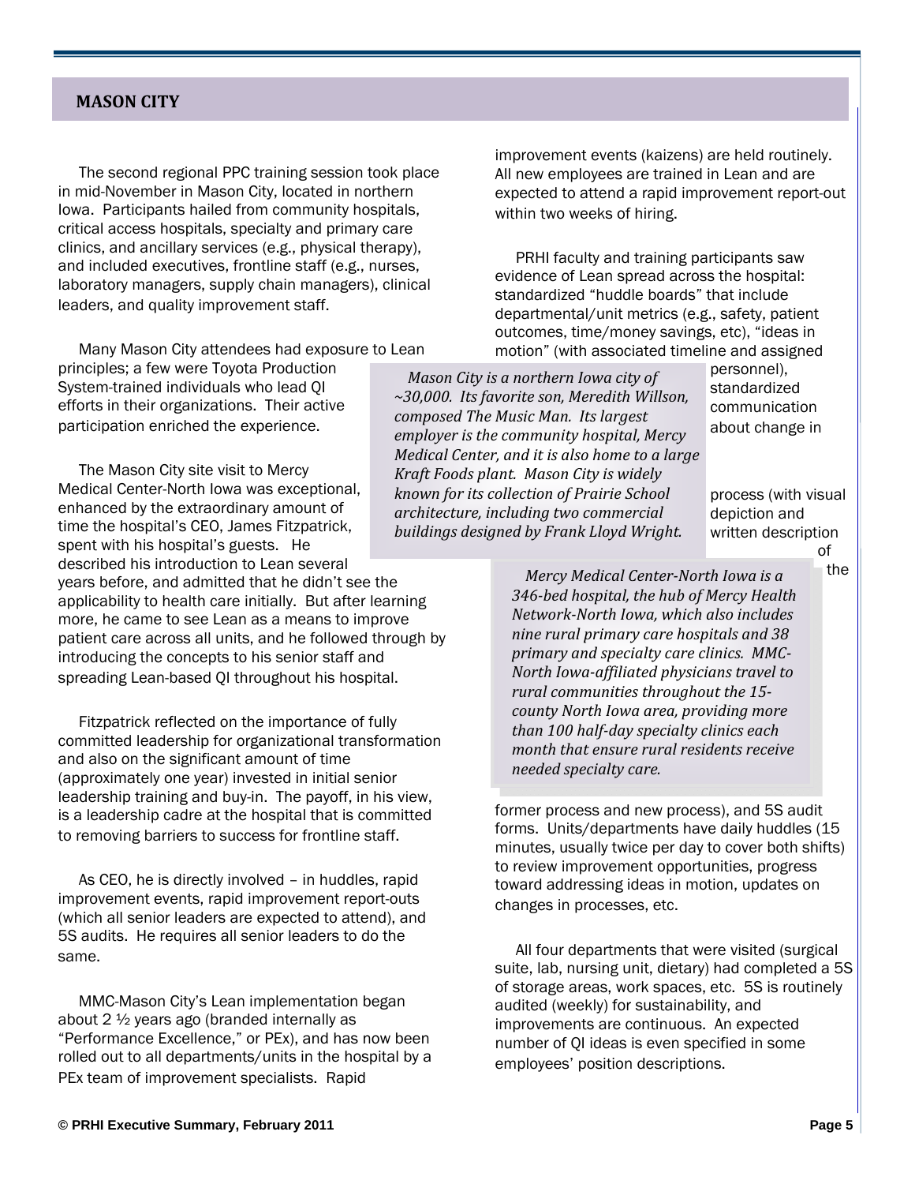## MASON CITY

The second regional PPC training session took place in mid-November in Mason City, located in northern Iowa. Participants hailed from community hospitals, critical access hospitals, specialty and primary care clinics, and ancillary services (e.g., physical therapy), and included executives, frontline staff (e.g., nurses, laboratory managers, supply chain managers), clinical leaders, and quality improvement staff.

Many Mason City attendees had exposure to Lean principles; a few were Toyota Production System-trained individuals who lead QI efforts in their organizations. Their active participation enriched the experience.

The Mason City site visit to Mercy Medical Center-North Iowa was exceptional, enhanced by the extraordinary amount of time the hospital's CEO, James Fitzpatrick, spent with his hospital's guests. He described his introduction to Lean several years before, and admitted that he didn't see the applicability to health care initially. But after learning more, he came to see Lean as a means to improve patient care across all units, and he followed through by introducing the concepts to his senior staff and spreading Lean-based QI throughout his hospital.

Fitzpatrick reflected on the importance of fully committed leadership for organizational transformation and also on the significant amount of time (approximately one year) invested in initial senior leadership training and buy-in. The payoff, in his view, is a leadership cadre at the hospital that is committed to removing barriers to success for frontline staff.

As CEO, he is directly involved – in huddles, rapid improvement events, rapid improvement report-outs (which all senior leaders are expected to attend), and 5S audits. He requires all senior leaders to do the same.

MMC-Mason City's Lean implementation began about 2 ½ years ago (branded internally as "Performance Excellence," or PEx), and has now been rolled out to all departments/units in the hospital by a PEx team of improvement specialists. Rapid improvement events (kaizens) are held routinely. All new employees are trained in Lean and are expected to attend a rapid improvement report-out within two weeks of hiring.

PRHI faculty and training participants saw evidence of Lean spread across the hospital: standardized "huddle boards" that include departmental/unit metrics (e.g., safety, patient outcomes, time/money savings, etc), "ideas in motion" (with associated timeline and assigned personnel), standardized communication about change in process (with visual depiction and written description of the former process and new process), and 5S audit forms. Units/departments have daily huddles (15 minutes, usually twice per day to cover both shifts) to review improvement opportunities, progress toward addressing ideas in motion, updates on changes in processes, etc.

All four departments that were visited (surgical suite, lab, nursing unit, dietary) had completed a 5S of storage areas, work spaces, etc. 5S is routinely audited (weekly) for sustainability, and improvements are continuous. An expected number of QI ideas is even specified in some employees' position descriptions.

*Mason City is a northern Iowa city of ~30,000. Its favorite son, Meredith Willson, composed The Music Man. Its largest employer is the community hospital, Mercy Medical Center, and it is also home to a large Kraft Foods plant. Mason City is widely known for its collection of Prairie School architecture, including two commercial buildings designed by Frank Lloyd Wright.*

*Mercy Medical Center-North Iowa is a 346-bed hospital, the hub of Mercy Health Network-North Iowa, which also includes nine rural primary care hospitals and 38 primary and specialty care clinics. MMC-North Iowa-affiliated physicians travel to rural communities throughout the 15-county North Iowa area, providing more than 100 half-day specialty clinics each month that ensure rural residents receive needed specialty care.*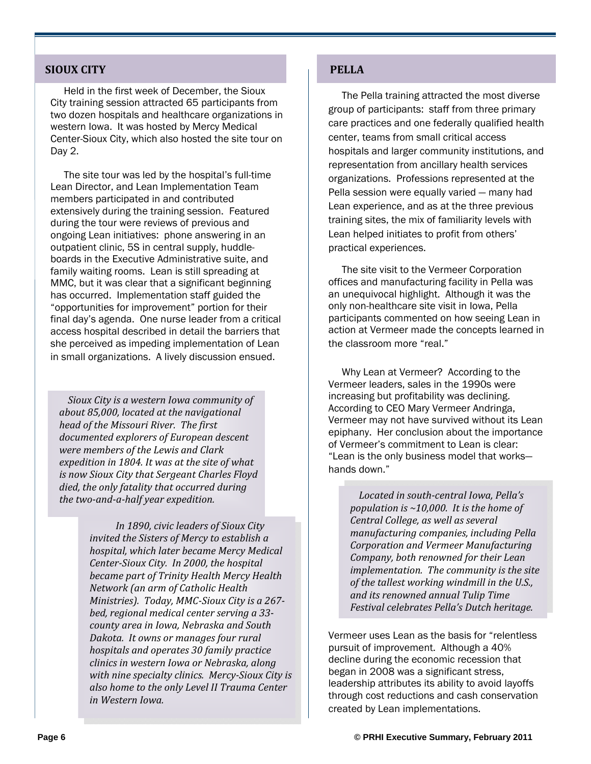## SIOUX CITY

Held in the first week of December, the Sioux City training session attracted 65 participants from two dozen hospitals and healthcare organizations in western Iowa. It was hosted by Mercy Medical Center-Sioux City, which also hosted the site tour on Day 2.

The site tour was led by the hospital's full-time Lean Director, and Lean Implementation Team members participated in and contributed extensively during the training session. Featured during the tour were reviews of previous and ongoing Lean initiatives: phone answering in an outpatient clinic, 5S in central supply, huddle-boards in the Executive Administrative suite, and family waiting rooms. Lean is still spreading at MMC, but it was clear that a significant beginning has occurred. Implementation staff guided the "opportunities for improvement" portion for their final day's agenda. One nurse leader from a critical access hospital described in detail the barriers that she perceived as impeding implementation of Lean in small organizations. A lively discussion ensued.

*Sioux City is a western Iowa community of about 85,000, located at the navigational head of the Missouri River. The first documented explorers of European descent were members of the Lewis and Clark expedition in 1804. It was at the site of what is now Sioux City that Sergeant Charles Floyd died, the only fatality that occurred during the two-and-a-half year expedition.*

*In 1890, civic leaders of Sioux City invited the Sisters of Mercy to establish a hospital, which later became Mercy Medical Center-Sioux City. In 2000, the hospital became part of Trinity Health Mercy Health Network (an arm of Catholic Health Ministries). Today, MMC-Sioux City is a 267-bed, regional medical center serving a 33-county area in Iowa, Nebraska and South Dakota. It owns or manages four rural hospitals and operates 30 family practice clinics in western Iowa or Nebraska, along with nine specialty clinics. Mercy-Sioux City is also home to the only Level II Trauma Center in Western Iowa.*

## PELLA

The Pella training attracted the most diverse group of participants: staff from three primary care practices and one federally qualified health center, teams from small critical access hospitals and larger community institutions, and representation from ancillary health services organizations. Professions represented at the Pella session were equally varied — many had Lean experience, and as at the three previous training sites, the mix of familiarity levels with Lean helped initiates to profit from others' practical experiences.

The site visit to the Vermeer Corporation offices and manufacturing facility in Pella was an unequivocal highlight. Although it was the only non-healthcare site visit in Iowa, Pella participants commented on how seeing Lean in action at Vermeer made the concepts learned in the classroom more "real."

Why Lean at Vermeer? According to the Vermeer leaders, sales in the 1990s were increasing but profitability was declining. According to CEO Mary Vermeer Andringa, Vermeer may not have survived without its Lean epiphany. Her conclusion about the importance of Vermeer's commitment to Lean is clear: "Lean is the only business model that works—hands down."

*Located in south-central Iowa, Pella's population is ~10,000. It is the home of Central College, as well as several manufacturing companies, including Pella Corporation and Vermeer Manufacturing Company, both renowned for their Lean implementation. The community is the site of the tallest working windmill in the U.S., and its renowned annual Tulip Time Festival celebrates Pella's Dutch heritage.*

Vermeer uses Lean as the basis for "relentless pursuit of improvement. Although a 40% decline during the economic recession that began in 2008 was a significant stress, leadership attributes its ability to avoid layoffs through cost reductions and cash conservation created by Lean implementations.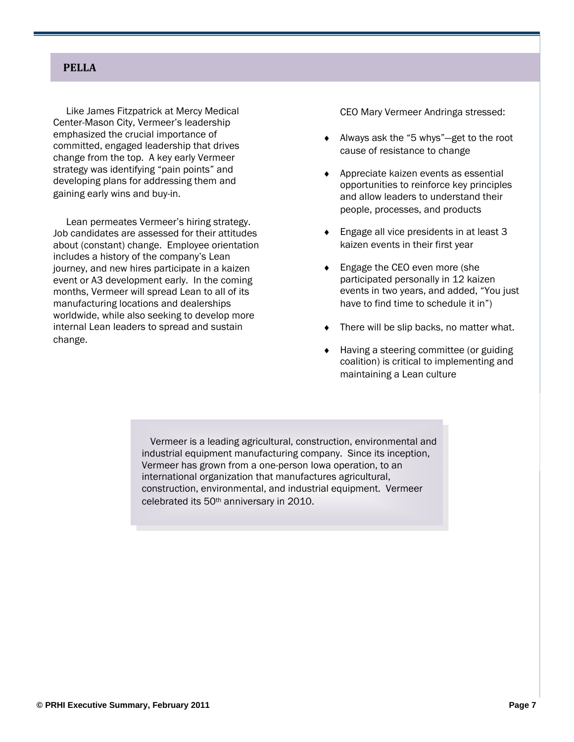## PELLA

Like James Fitzpatrick at Mercy Medical Center-Mason City, Vermeer's leadership emphasized the crucial importance of committed, engaged leadership that drives change from the top. A key early Vermeer strategy was identifying "pain points" and developing plans for addressing them and gaining early wins and buy-in.

Lean permeates Vermeer's hiring strategy. Job candidates are assessed for their attitudes about (constant) change. Employee orientation includes a history of the company's Lean journey, and new hires participate in a kaizen event or A3 development early. In the coming months, Vermeer will spread Lean to all of its manufacturing locations and dealerships worldwide, while also seeking to develop more internal Lean leaders to spread and sustain change.

CEO Mary Vermeer Andringa stressed:

- Always ask the "5 whys"—get to the root cause of resistance to change
- Appreciate kaizen events as essential opportunities to reinforce key principles and allow leaders to understand their people, processes, and products
- Engage all vice presidents in at least 3 kaizen events in their first year
- Engage the CEO even more (she participated personally in 12 kaizen events in two years, and added, "You just have to find time to schedule it in")
- There will be slip backs, no matter what.
- Having a steering committee (or guiding coalition) is critical to implementing and maintaining a Lean culture

Vermeer is a leading agricultural, construction, environmental and industrial equipment manufacturing company. Since its inception, Vermeer has grown from a one-person Iowa operation, to an international organization that manufactures agricultural, construction, environmental, and industrial equipment. Vermeer celebrated its 50th anniversary in 2010.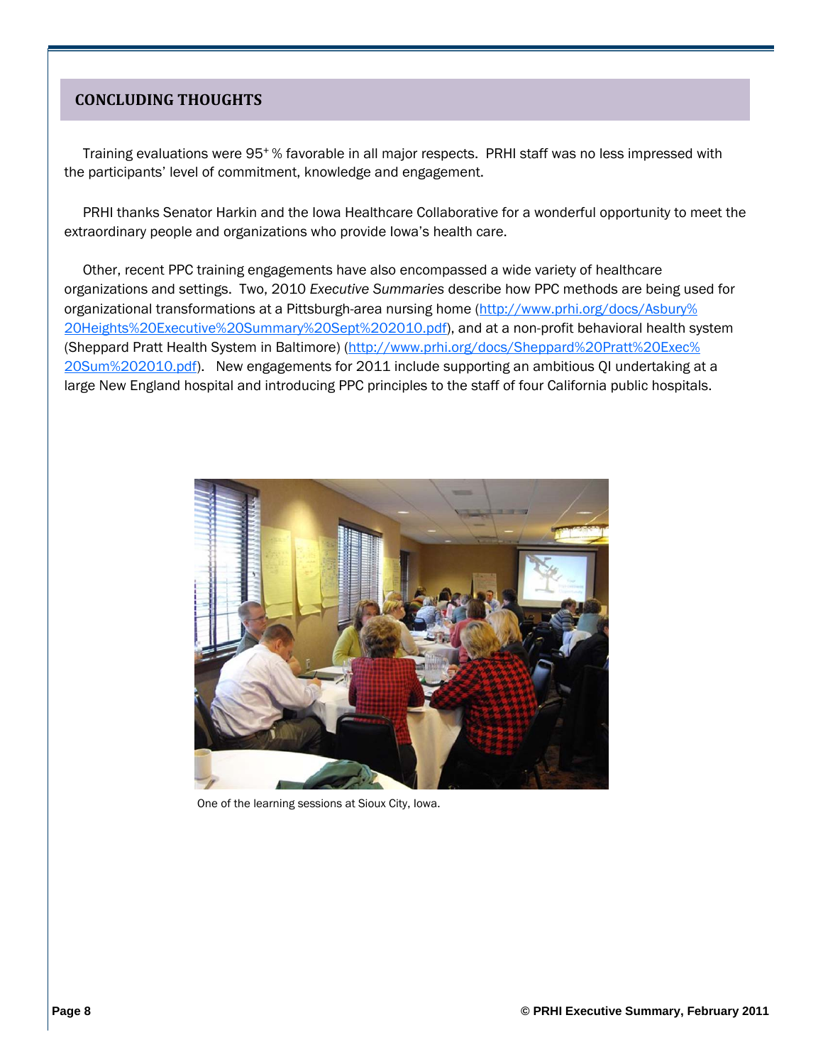## CONCLUDING THOUGHTS

Training evaluations were 95+ % favorable in all major respects. PRHI staff was no less impressed with the participants' level of commitment, knowledge and engagement.

PRHI thanks Senator Harkin and the Iowa Healthcare Collaborative for a wonderful opportunity to meet the extraordinary people and organizations who provide Iowa's health care.

Other, recent PPC training engagements have also encompassed a wide variety of healthcare organizations and settings. Two, 2010 *Executive Summaries* describe how PPC methods are being used for organizational transformations at a Pittsburgh-area nursing home (http://www.prhi.org/docs/Asbury%20Heights%20Executive%20Summary%20Sept%202010.pdf), and at a non-profit behavioral health system (Sheppard Pratt Health System in Baltimore) (http://www.prhi.org/docs/Sheppard%20Pratt%20Exec%20Sum%202010.pdf). New engagements for 2011 include supporting an ambitious QI undertaking at a large New England hospital and introducing PPC principles to the staff of four California public hospitals.

One of the learning sessions at Sioux City, Iowa.